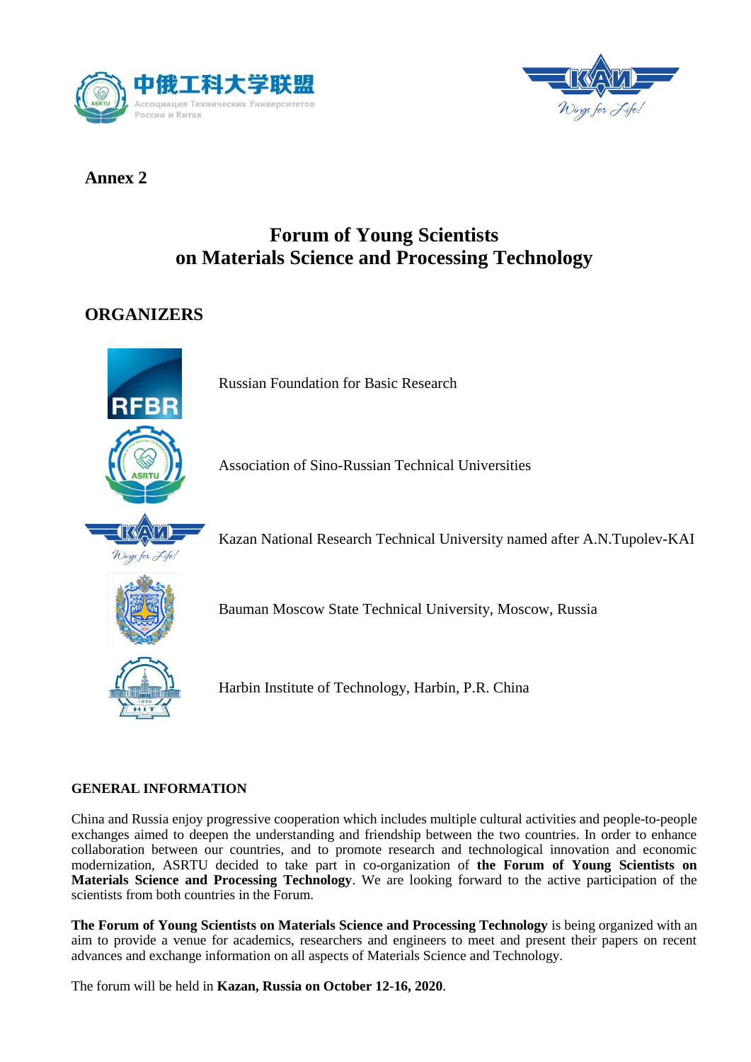**Annex 2**

# Forum of Young Scientists
# on Materials Science and Processing Technology

## ORGANIZERS

Russian Foundation for Basic Research

Association of Sino-Russian Technical Universities

Kazan National Research Technical University named after A.N.Tupolev-KAI

Bauman Moscow State Technical University, Moscow, Russia

Harbin Institute of Technology, Harbin, P.R. China

### GENERAL INFORMATION

China and Russia enjoy progressive cooperation which includes multiple cultural activities and people-to-people exchanges aimed to deepen the understanding and friendship between the two countries. In order to enhance collaboration between our countries, and to promote research and technological innovation and economic modernization, ASRTU decided to take part in co-organization of **the Forum of Young Scientists on Materials Science and Processing Technology**. We are looking forward to the active participation of the scientists from both countries in the Forum.

**The Forum of Young Scientists on Materials Science and Processing Technology** is being organized with an aim to provide a venue for academics, researchers and engineers to meet and present their papers on recent advances and exchange information on all aspects of Materials Science and Technology.

The forum will be held in **Kazan, Russia on October 12-16, 2020**.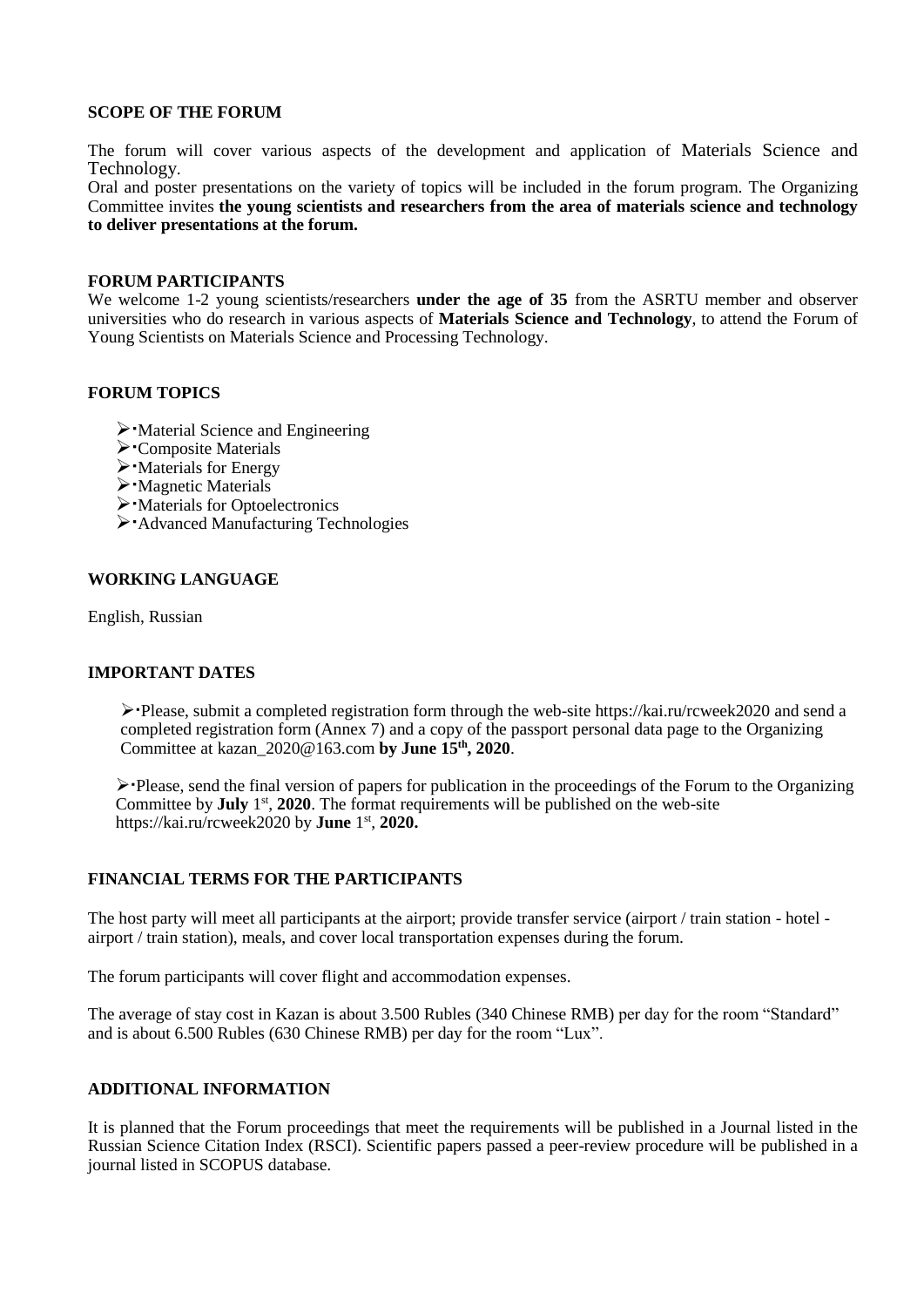## SCOPE OF THE FORUM

The forum will cover various aspects of the development and application of Materials Science and Technology.

Oral and poster presentations on the variety of topics will be included in the forum program. The Organizing Committee invites **the young scientists and researchers from the area of materials science and technology to deliver presentations at the forum.**

## FORUM PARTICIPANTS

We welcome 1-2 young scientists/researchers **under the age of 35** from the ASRTU member and observer universities who do research in various aspects of **Materials Science and Technology**, to attend the Forum of Young Scientists on Materials Science and Processing Technology.

## FORUM TOPICS

- Material Science and Engineering
- Composite Materials
- Materials for Energy
- Magnetic Materials
- Materials for Optoelectronics
- Advanced Manufacturing Technologies

## WORKING LANGUAGE

English, Russian

## IMPORTANT DATES

- Please, submit a completed registration form through the web-site https://kai.ru/rcweek2020 and send a completed registration form (Annex 7) and a copy of the passport personal data page to the Organizing Committee at kazan_2020@163.com **by June 15th, 2020**.

- Please, send the final version of papers for publication in the proceedings of the Forum to the Organizing Committee by **July** 1st, **2020**. The format requirements will be published on the web-site https://kai.ru/rcweek2020 by **June** 1st, **2020.**

## FINANCIAL TERMS FOR THE PARTICIPANTS

The host party will meet all participants at the airport; provide transfer service (airport / train station - hotel - airport / train station), meals, and cover local transportation expenses during the forum.

The forum participants will cover flight and accommodation expenses.

The average of stay cost in Kazan is about 3.500 Rubles (340 Chinese RMB) per day for the room "Standard" and is about 6.500 Rubles (630 Chinese RMB) per day for the room "Lux".

## ADDITIONAL INFORMATION

It is planned that the Forum proceedings that meet the requirements will be published in a Journal listed in the Russian Science Citation Index (RSCI). Scientific papers passed a peer-review procedure will be published in a journal listed in SCOPUS database.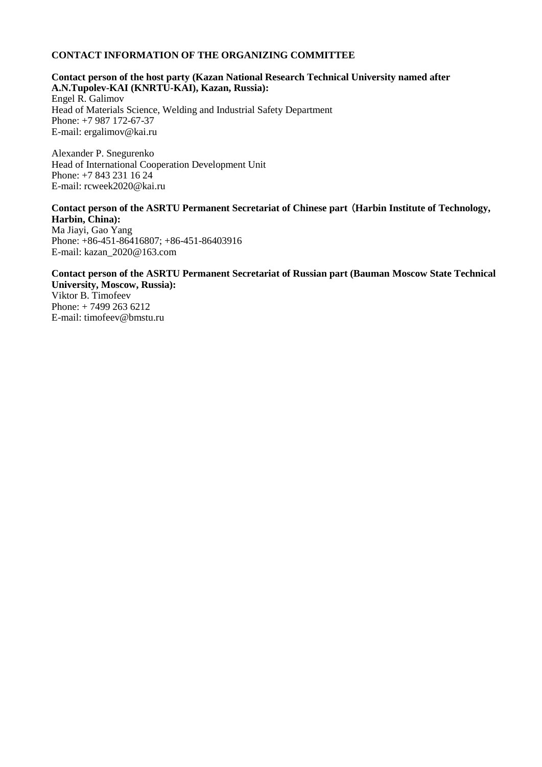## CONTACT INFORMATION OF THE ORGANIZING COMMITTEE

**Contact person of the host party (Kazan National Research Technical University named after A.N.Tupolev-KAI (KNRTU-KAI), Kazan, Russia):**
Engel R. Galimov
Head of Materials Science, Welding and Industrial Safety Department
Phone: +7 987 172-67-37
E-mail: ergalimov@kai.ru

Alexander P. Snegurenko
Head of International Cooperation Development Unit
Phone: +7 843 231 16 24
E-mail: rcweek2020@kai.ru

**Contact person of the ASRTU Permanent Secretariat of Chinese part（Harbin Institute of Technology, Harbin, China):**
Ma Jiayi, Gao Yang
Phone: +86-451-86416807; +86-451-86403916
E-mail: kazan_2020@163.com

**Contact person of the ASRTU Permanent Secretariat of Russian part (Bauman Moscow State Technical University, Moscow, Russia):**
Viktor B. Timofeev
Phone: + 7499 263 6212
E-mail: timofeev@bmstu.ru